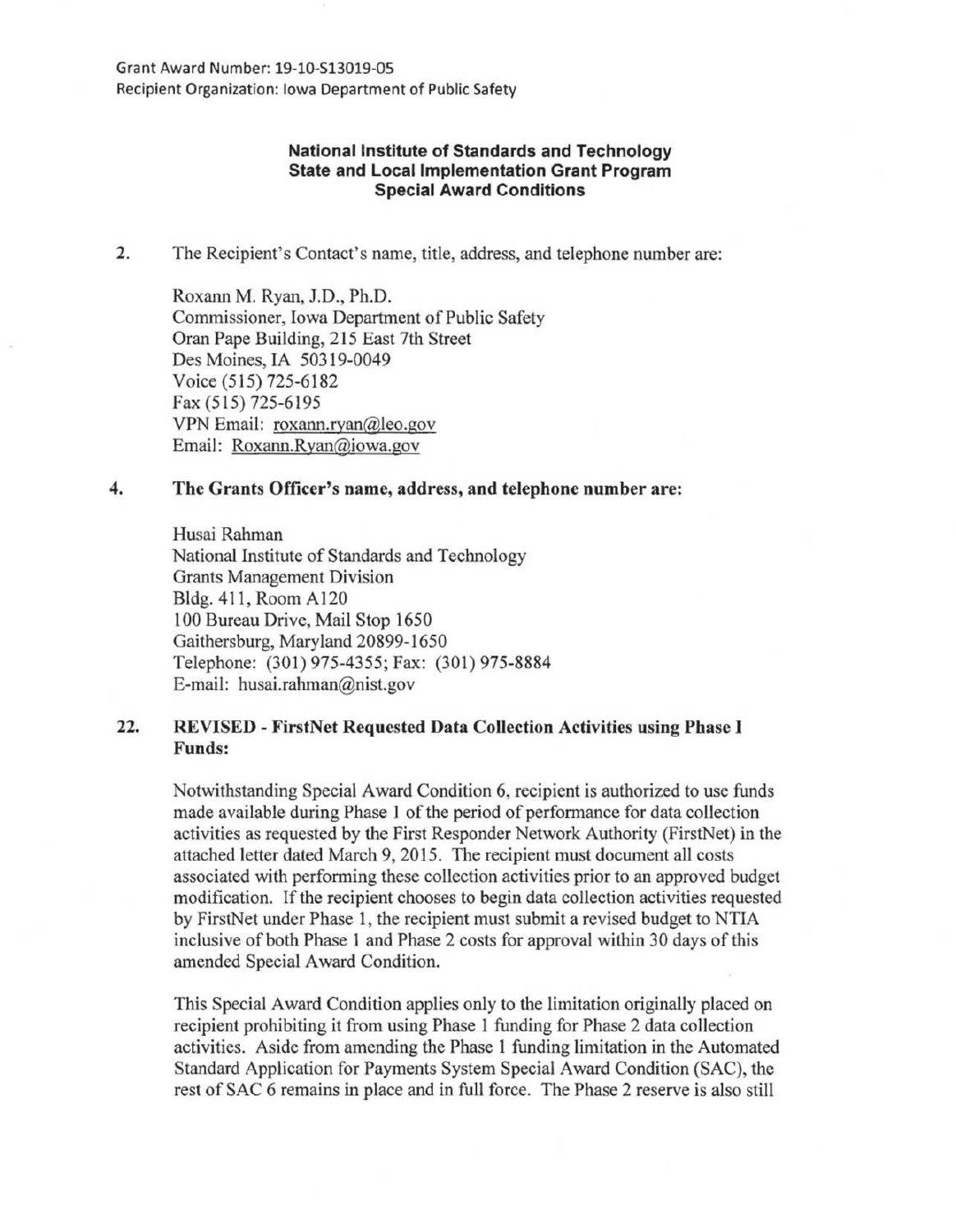Grant Award Number: 19-10-S13019-05
Recipient Organization: Iowa Department of Public Safety

**National Institute of Standards and Technology**
**State and Local Implementation Grant Program**
**Special Award Conditions**

2. The Recipient's Contact's name, title, address, and telephone number are:

   Roxann M. Ryan, J.D., Ph.D.
   Commissioner, Iowa Department of Public Safety
   Oran Pape Building, 215 East 7th Street
   Des Moines, IA 50319-0049
   Voice (515) 725-6182
   Fax (515) 725-6195
   VPN Email: roxann.ryan@leo.gov
   Email: Roxann.Ryan@iowa.gov

4. **The Grants Officer's name, address, and telephone number are:**

   Husai Rahman
   National Institute of Standards and Technology
   Grants Management Division
   Bldg. 411, Room A120
   100 Bureau Drive, Mail Stop 1650
   Gaithersburg, Maryland 20899-1650
   Telephone: (301) 975-4355; Fax: (301) 975-8884
   E-mail: husai.rahman@nist.gov

22. **REVISED - FirstNet Requested Data Collection Activities using Phase I Funds:**

   Notwithstanding Special Award Condition 6, recipient is authorized to use funds made available during Phase 1 of the period of performance for data collection activities as requested by the First Responder Network Authority (FirstNet) in the attached letter dated March 9, 2015. The recipient must document all costs associated with performing these collection activities prior to an approved budget modification. If the recipient chooses to begin data collection activities requested by FirstNet under Phase 1, the recipient must submit a revised budget to NTIA inclusive of both Phase 1 and Phase 2 costs for approval within 30 days of this amended Special Award Condition.

   This Special Award Condition applies only to the limitation originally placed on recipient prohibiting it from using Phase 1 funding for Phase 2 data collection activities. Aside from amending the Phase 1 funding limitation in the Automated Standard Application for Payments System Special Award Condition (SAC), the rest of SAC 6 remains in place and in full force. The Phase 2 reserve is also still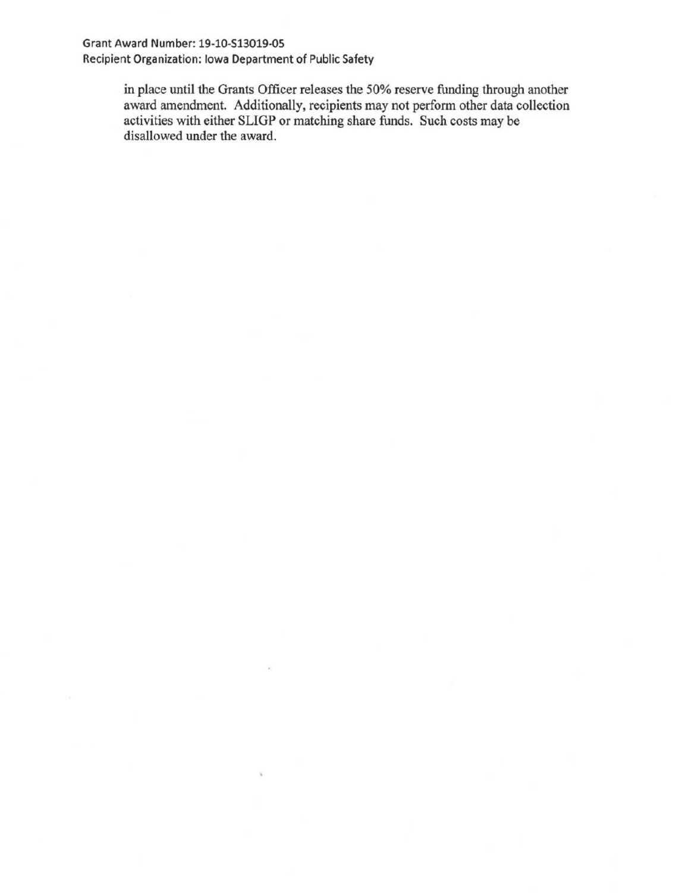in place until the Grants Officer releases the 50% reserve funding through another award amendment. Additionally, recipients may not perform other data collection activities with either SLIGP or matching share funds. Such costs may be disallowed under the award.